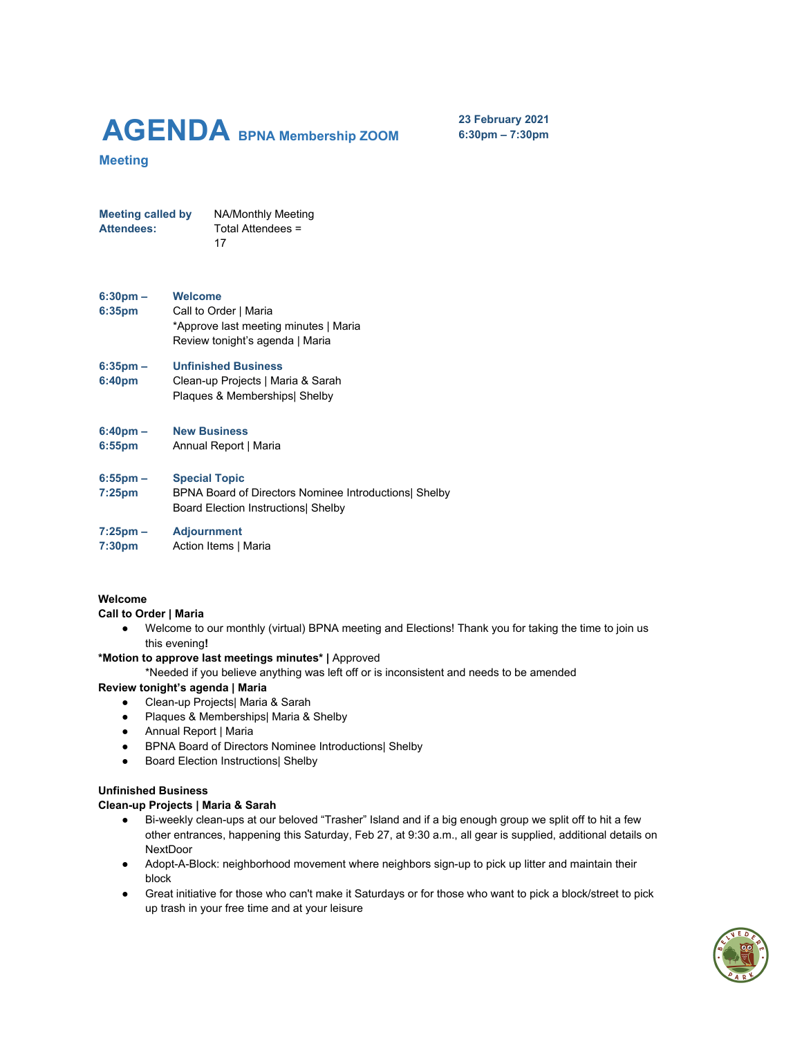# AGENDA BPNA Membership ZOOM Meeting

**23 February 2021**
**6:30pm – 7:30pm**

| | |
|---|---|
| **Meeting called by** | NA/Monthly Meeting |
| **Attendees:** | Total Attendees = 17 |

| | |
|---|---|
| **6:30pm – 6:35pm** | **Welcome**<br>Call to Order \| Maria<br>*Approve last meeting minutes \| Maria<br>Review tonight's agenda \| Maria |
| **6:35pm – 6:40pm** | **Unfinished Business**<br>Clean-up Projects \| Maria & Sarah<br>Plaques & Memberships\| Shelby |
| **6:40pm – 6:55pm** | **New Business**<br>Annual Report \| Maria |
| **6:55pm – 7:25pm** | **Special Topic**<br>BPNA Board of Directors Nominee Introductions\| Shelby<br>Board Election Instructions\| Shelby |
| **7:25pm – 7:30pm** | **Adjournment**<br>Action Items \| Maria |

**Welcome**

**Call to Order | Maria**

- Welcome to our monthly (virtual) BPNA meeting and Elections! Thank you for taking the time to join us this evening**!**

**\*Motion to approve last meetings minutes\* |** Approved

*Needed if you believe anything was left off or is inconsistent and needs to be amended

**Review tonight's agenda | Maria**

- Clean-up Projects| Maria & Sarah
- Plaques & Memberships| Maria & Shelby
- Annual Report | Maria
- BPNA Board of Directors Nominee Introductions| Shelby
- Board Election Instructions| Shelby

**Unfinished Business**

**Clean-up Projects | Maria & Sarah**

- Bi-weekly clean-ups at our beloved "Trasher" Island and if a big enough group we split off to hit a few other entrances, happening this Saturday, Feb 27, at 9:30 a.m., all gear is supplied, additional details on NextDoor
- Adopt-A-Block: neighborhood movement where neighbors sign-up to pick up litter and maintain their block
- Great initiative for those who can't make it Saturdays or for those who want to pick a block/street to pick up trash in your free time and at your leisure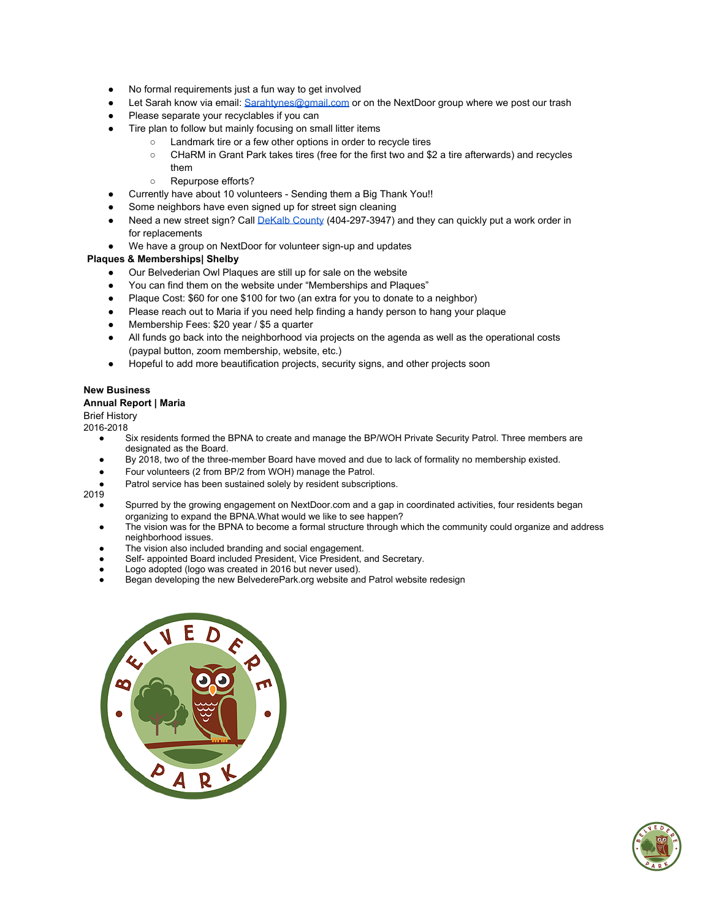- No formal requirements just a fun way to get involved
- Let Sarah know via email: [Sarahtynes@gmail.com](mailto:Sarahtynes@gmail.com) or on the NextDoor group where we post our trash
- Please separate your recyclables if you can
- Tire plan to follow but mainly focusing on small litter items
    - Landmark tire or a few other options in order to recycle tires
    - CHaRM in Grant Park takes tires (free for the first two and $2 a tire afterwards) and recycles them
    - Repurpose efforts?
- Currently have about 10 volunteers - Sending them a Big Thank You!!
- Some neighbors have even signed up for street sign cleaning
- Need a new street sign? Call [DeKalb County](#) (404-297-3947) and they can quickly put a work order in for replacements
- We have a group on NextDoor for volunteer sign-up and updates

**Plaques & Memberships| Shelby**

- Our Belvederian Owl Plaques are still up for sale on the website
- You can find them on the website under "Memberships and Plaques"
- Plaque Cost: $60 for one $100 for two (an extra for you to donate to a neighbor)
- Please reach out to Maria if you need help finding a handy person to hang your plaque
- Membership Fees: $20 year / $5 a quarter
- All funds go back into the neighborhood via projects on the agenda as well as the operational costs (paypal button, zoom membership, website, etc.)
- Hopeful to add more beautification projects, security signs, and other projects soon

**New Business**

**Annual Report | Maria**

Brief History

2016-2018

- Six residents formed the BPNA to create and manage the BP/WOH Private Security Patrol. Three members are designated as the Board.
- By 2018, two of the three-member Board have moved and due to lack of formality no membership existed.
- Four volunteers (2 from BP/2 from WOH) manage the Patrol.
- Patrol service has been sustained solely by resident subscriptions.

2019

- Spurred by the growing engagement on NextDoor.com and a gap in coordinated activities, four residents began organizing to expand the BPNA.What would we like to see happen?
- The vision was for the BPNA to become a formal structure through which the community could organize and address neighborhood issues.
- The vision also included branding and social engagement.
- Self- appointed Board included President, Vice President, and Secretary.
- Logo adopted (logo was created in 2016 but never used).
- Began developing the new BelvederePark.org website and Patrol website redesign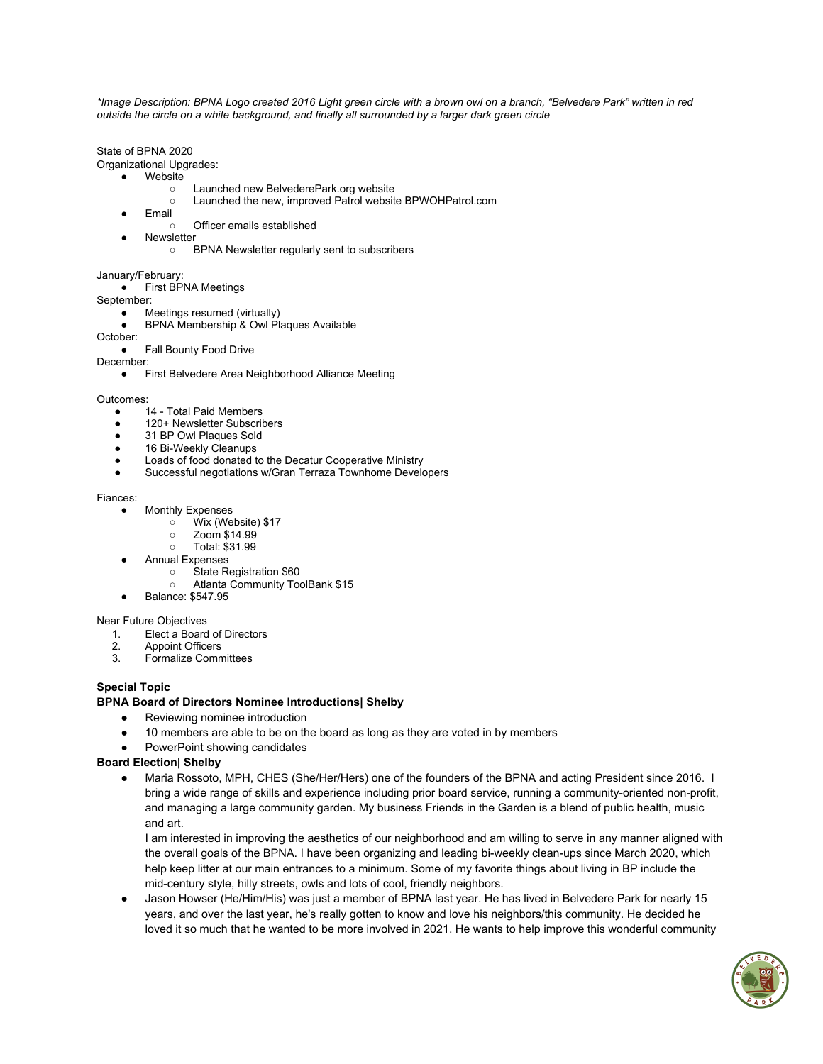*\*Image Description: BPNA Logo created 2016 Light green circle with a brown owl on a branch, "Belvedere Park" written in red outside the circle on a white background, and finally all surrounded by a larger dark green circle*

State of BPNA 2020

Organizational Upgrades:

- Website
  - Launched new BelvederePark.org website
  - Launched the new, improved Patrol website BPWOHPatrol.com
- Email
  - Officer emails established
- Newsletter
  - BPNA Newsletter regularly sent to subscribers

January/February:

- First BPNA Meetings

September:

- Meetings resumed (virtually)
- BPNA Membership & Owl Plaques Available

October:

- Fall Bounty Food Drive

December:

- First Belvedere Area Neighborhood Alliance Meeting

Outcomes:

- 14 - Total Paid Members
- 120+ Newsletter Subscribers
- 31 BP Owl Plaques Sold
- 16 Bi-Weekly Cleanups
- Loads of food donated to the Decatur Cooperative Ministry
- Successful negotiations w/Gran Terraza Townhome Developers

Fiances:

- Monthly Expenses
  - Wix (Website) $17
  - Zoom $14.99
  - Total: $31.99
- Annual Expenses
  - State Registration $60
  - Atlanta Community ToolBank $15
- Balance: $547.95

Near Future Objectives

1. Elect a Board of Directors
2. Appoint Officers
3. Formalize Committees

**Special Topic**

**BPNA Board of Directors Nominee Introductions| Shelby**

- Reviewing nominee introduction
- 10 members are able to be on the board as long as they are voted in by members
- PowerPoint showing candidates

**Board Election| Shelby**

- Maria Rossoto, MPH, CHES (She/Her/Hers) one of the founders of the BPNA and acting President since 2016. I bring a wide range of skills and experience including prior board service, running a community-oriented non-profit, and managing a large community garden. My business Friends in the Garden is a blend of public health, music and art.

  I am interested in improving the aesthetics of our neighborhood and am willing to serve in any manner aligned with the overall goals of the BPNA. I have been organizing and leading bi-weekly clean-ups since March 2020, which help keep litter at our main entrances to a minimum. Some of my favorite things about living in BP include the mid-century style, hilly streets, owls and lots of cool, friendly neighbors.
- Jason Howser (He/Him/His) was just a member of BPNA last year. He has lived in Belvedere Park for nearly 15 years, and over the last year, he's really gotten to know and love his neighbors/this community. He decided he loved it so much that he wanted to be more involved in 2021. He wants to help improve this wonderful community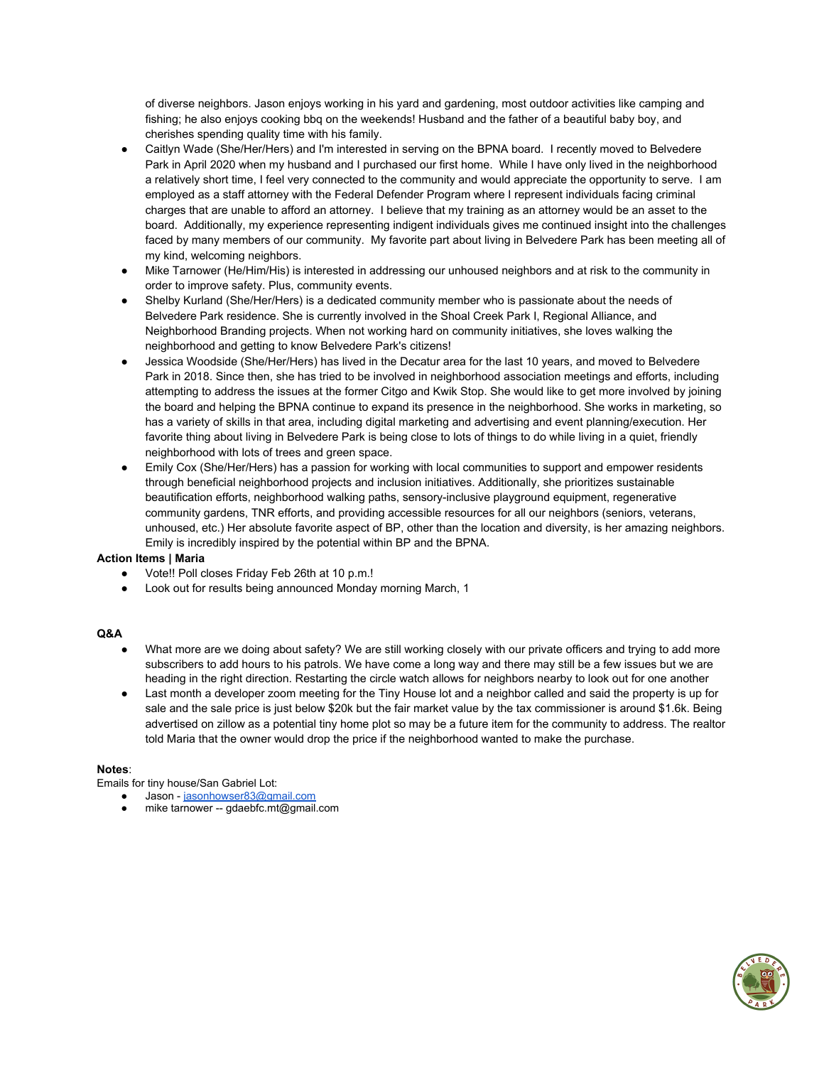of diverse neighbors. Jason enjoys working in his yard and gardening, most outdoor activities like camping and fishing; he also enjoys cooking bbq on the weekends! Husband and the father of a beautiful baby boy, and cherishes spending quality time with his family.

- Caitlyn Wade (She/Her/Hers) and I'm interested in serving on the BPNA board. I recently moved to Belvedere Park in April 2020 when my husband and I purchased our first home. While I have only lived in the neighborhood a relatively short time, I feel very connected to the community and would appreciate the opportunity to serve. I am employed as a staff attorney with the Federal Defender Program where I represent individuals facing criminal charges that are unable to afford an attorney. I believe that my training as an attorney would be an asset to the board. Additionally, my experience representing indigent individuals gives me continued insight into the challenges faced by many members of our community. My favorite part about living in Belvedere Park has been meeting all of my kind, welcoming neighbors.
- Mike Tarnower (He/Him/His) is interested in addressing our unhoused neighbors and at risk to the community in order to improve safety. Plus, community events.
- Shelby Kurland (She/Her/Hers) is a dedicated community member who is passionate about the needs of Belvedere Park residence. She is currently involved in the Shoal Creek Park I, Regional Alliance, and Neighborhood Branding projects. When not working hard on community initiatives, she loves walking the neighborhood and getting to know Belvedere Park's citizens!
- Jessica Woodside (She/Her/Hers) has lived in the Decatur area for the last 10 years, and moved to Belvedere Park in 2018. Since then, she has tried to be involved in neighborhood association meetings and efforts, including attempting to address the issues at the former Citgo and Kwik Stop. She would like to get more involved by joining the board and helping the BPNA continue to expand its presence in the neighborhood. She works in marketing, so has a variety of skills in that area, including digital marketing and advertising and event planning/execution. Her favorite thing about living in Belvedere Park is being close to lots of things to do while living in a quiet, friendly neighborhood with lots of trees and green space.
- Emily Cox (She/Her/Hers) has a passion for working with local communities to support and empower residents through beneficial neighborhood projects and inclusion initiatives. Additionally, she prioritizes sustainable beautification efforts, neighborhood walking paths, sensory-inclusive playground equipment, regenerative community gardens, TNR efforts, and providing accessible resources for all our neighbors (seniors, veterans, unhoused, etc.) Her absolute favorite aspect of BP, other than the location and diversity, is her amazing neighbors. Emily is incredibly inspired by the potential within BP and the BPNA.

**Action Items | Maria**

- Vote!! Poll closes Friday Feb 26th at 10 p.m.!
- Look out for results being announced Monday morning March, 1

**Q&A**

- What more are we doing about safety? We are still working closely with our private officers and trying to add more subscribers to add hours to his patrols. We have come a long way and there may still be a few issues but we are heading in the right direction. Restarting the circle watch allows for neighbors nearby to look out for one another
- Last month a developer zoom meeting for the Tiny House lot and a neighbor called and said the property is up for sale and the sale price is just below $20k but the fair market value by the tax commissioner is around $1.6k. Being advertised on zillow as a potential tiny home plot so may be a future item for the community to address. The realtor told Maria that the owner would drop the price if the neighborhood wanted to make the purchase.

**Notes**:

Emails for tiny house/San Gabriel Lot:

- Jason - jasonhowser83@gmail.com
- mike tarnower -- gdaebfc.mt@gmail.com